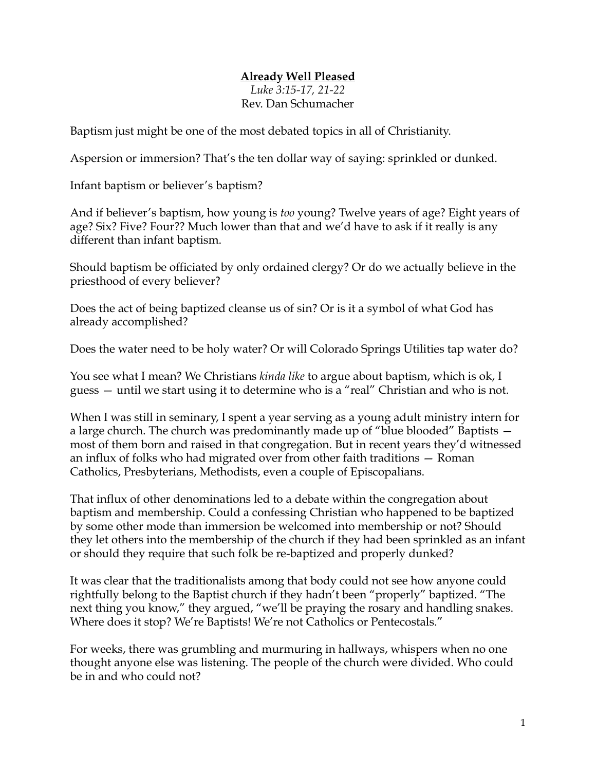# **Already Well Pleased**

*Luke 3:15-17, 21-22*

Rev. Dan Schumacher

Baptism just might be one of the most debated topics in all of Christianity.

Aspersion or immersion? That's the ten dollar way of saying: sprinkled or dunked.

Infant baptism or believer's baptism?

And if believer's baptism, how young is *too* young? Twelve years of age? Eight years of age? Six? Five? Four?? Much lower than that and we'd have to ask if it really is any different than infant baptism.

Should baptism be officiated by only ordained clergy? Or do we actually believe in the priesthood of every believer?

Does the act of being baptized cleanse us of sin? Or is it a symbol of what God has already accomplished?

Does the water need to be holy water? Or will Colorado Springs Utilities tap water do?

You see what I mean? We Christians *kinda like* to argue about baptism, which is ok, I guess — until we start using it to determine who is a "real" Christian and who is not.

When I was still in seminary, I spent a year serving as a young adult ministry intern for a large church. The church was predominantly made up of "blue blooded" Baptists — most of them born and raised in that congregation. But in recent years they'd witnessed an influx of folks who had migrated over from other faith traditions — Roman Catholics, Presbyterians, Methodists, even a couple of Episcopalians.

That influx of other denominations led to a debate within the congregation about baptism and membership. Could a confessing Christian who happened to be baptized by some other mode than immersion be welcomed into membership or not? Should they let others into the membership of the church if they had been sprinkled as an infant or should they require that such folk be re-baptized and properly dunked?

It was clear that the traditionalists among that body could not see how anyone could rightfully belong to the Baptist church if they hadn't been "properly" baptized. "The next thing you know," they argued, "we'll be praying the rosary and handling snakes. Where does it stop? We're Baptists! We're not Catholics or Pentecostals."

For weeks, there was grumbling and murmuring in hallways, whispers when no one thought anyone else was listening. The people of the church were divided. Who could be in and who could not?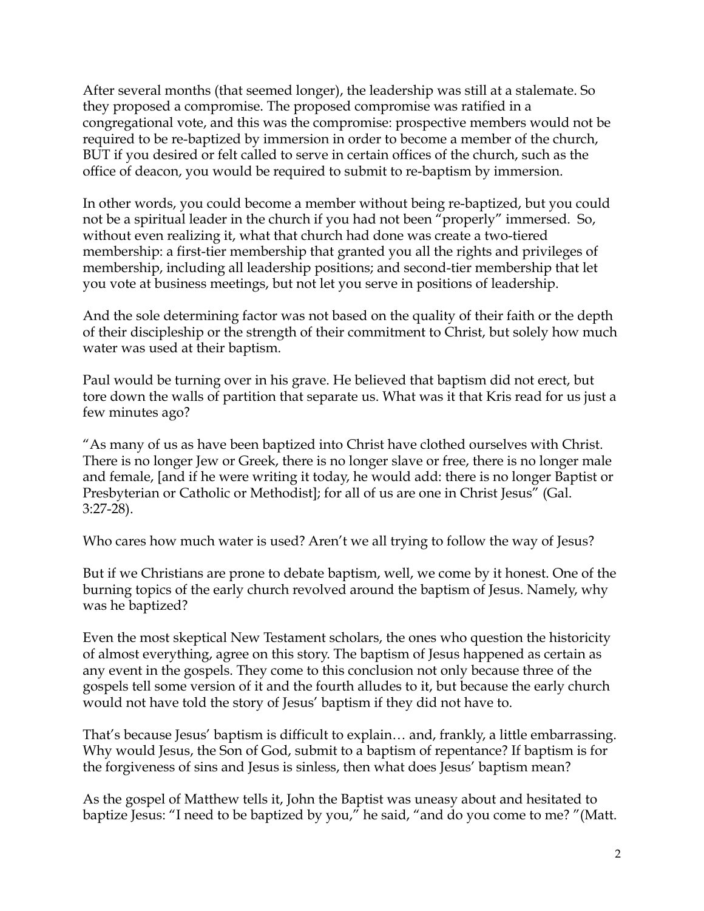After several months (that seemed longer), the leadership was still at a stalemate. So they proposed a compromise. The proposed compromise was ratified in a congregational vote, and this was the compromise: prospective members would not be required to be re-baptized by immersion in order to become a member of the church, BUT if you desired or felt called to serve in certain offices of the church, such as the office of deacon, you would be required to submit to re-baptism by immersion.

In other words, you could become a member without being re-baptized, but you could not be a spiritual leader in the church if you had not been "properly" immersed. So, without even realizing it, what that church had done was create a two-tiered membership: a first-tier membership that granted you all the rights and privileges of membership, including all leadership positions; and second-tier membership that let you vote at business meetings, but not let you serve in positions of leadership.

And the sole determining factor was not based on the quality of their faith or the depth of their discipleship or the strength of their commitment to Christ, but solely how much water was used at their baptism.

Paul would be turning over in his grave. He believed that baptism did not erect, but tore down the walls of partition that separate us. What was it that Kris read for us just a few minutes ago?

"As many of us as have been baptized into Christ have clothed ourselves with Christ. There is no longer Jew or Greek, there is no longer slave or free, there is no longer male and female, [and if he were writing it today, he would add: there is no longer Baptist or Presbyterian or Catholic or Methodist]; for all of us are one in Christ Jesus" (Gal. 3:27-28).

Who cares how much water is used? Aren't we all trying to follow the way of Jesus?

But if we Christians are prone to debate baptism, well, we come by it honest. One of the burning topics of the early church revolved around the baptism of Jesus. Namely, why was he baptized?

Even the most skeptical New Testament scholars, the ones who question the historicity of almost everything, agree on this story. The baptism of Jesus happened as certain as any event in the gospels. They come to this conclusion not only because three of the gospels tell some version of it and the fourth alludes to it, but because the early church would not have told the story of Jesus' baptism if they did not have to.

That's because Jesus' baptism is difficult to explain… and, frankly, a little embarrassing. Why would Jesus, the Son of God, submit to a baptism of repentance? If baptism is for the forgiveness of sins and Jesus is sinless, then what does Jesus' baptism mean?

As the gospel of Matthew tells it, John the Baptist was uneasy about and hesitated to baptize Jesus: "I need to be baptized by you," he said, "and do you come to me? "(Matt.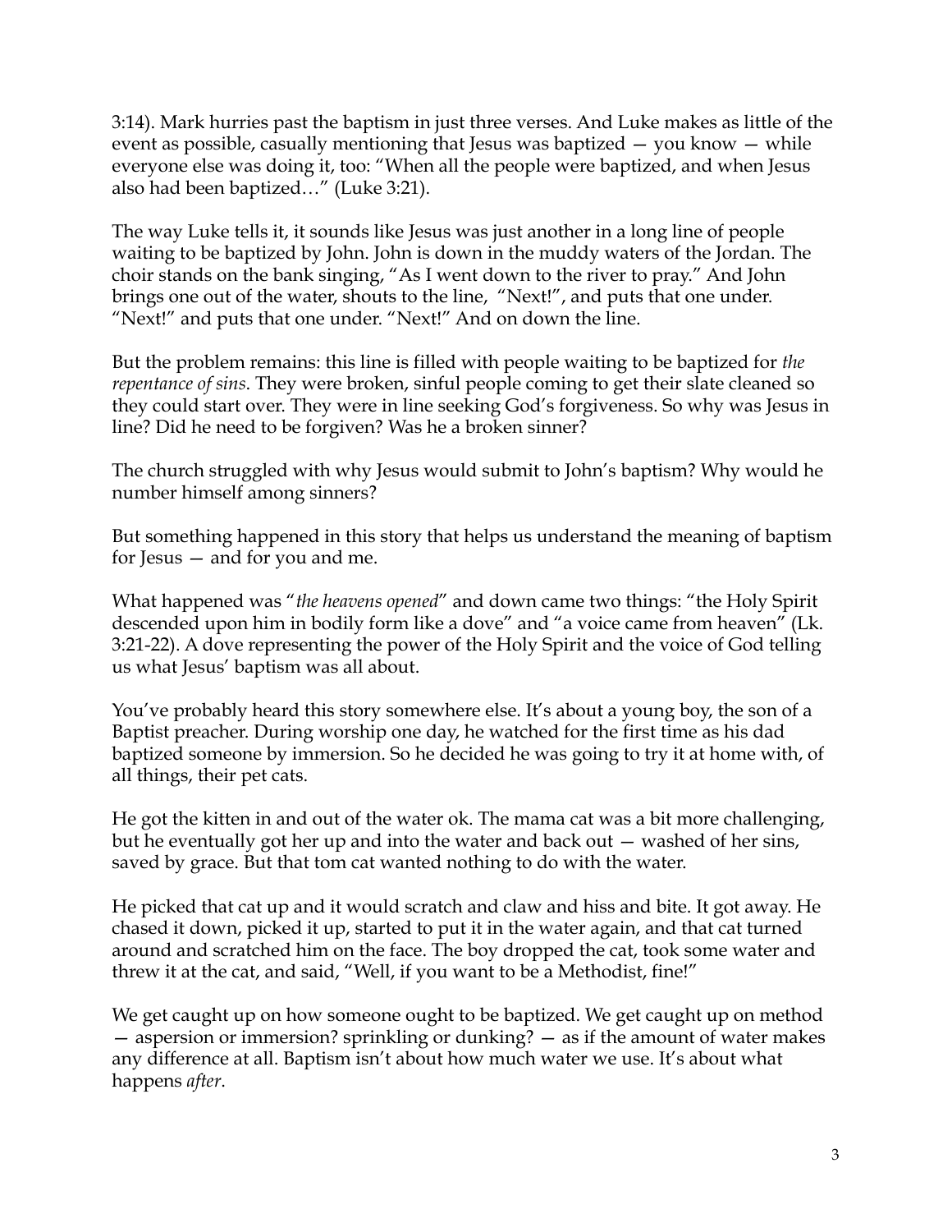3:14). Mark hurries past the baptism in just three verses. And Luke makes as little of the event as possible, casually mentioning that Jesus was baptized — you know — while everyone else was doing it, too: "When all the people were baptized, and when Jesus also had been baptized…" (Luke 3:21).

The way Luke tells it, it sounds like Jesus was just another in a long line of people waiting to be baptized by John. John is down in the muddy waters of the Jordan. The choir stands on the bank singing, "As I went down to the river to pray." And John brings one out of the water, shouts to the line, "Next!", and puts that one under. "Next!" and puts that one under. "Next!" And on down the line.

But the problem remains: this line is filled with people waiting to be baptized for *the repentance of sins*. They were broken, sinful people coming to get their slate cleaned so they could start over. They were in line seeking God's forgiveness. So why was Jesus in line? Did he need to be forgiven? Was he a broken sinner?

The church struggled with why Jesus would submit to John's baptism? Why would he number himself among sinners?

But something happened in this story that helps us understand the meaning of baptism for Jesus — and for you and me.

What happened was "*the heavens opened*" and down came two things: "the Holy Spirit descended upon him in bodily form like a dove" and "a voice came from heaven" (Lk. 3:21-22). A dove representing the power of the Holy Spirit and the voice of God telling us what Jesus' baptism was all about.

You've probably heard this story somewhere else. It's about a young boy, the son of a Baptist preacher. During worship one day, he watched for the first time as his dad baptized someone by immersion. So he decided he was going to try it at home with, of all things, their pet cats.

He got the kitten in and out of the water ok. The mama cat was a bit more challenging, but he eventually got her up and into the water and back out — washed of her sins, saved by grace. But that tom cat wanted nothing to do with the water.

He picked that cat up and it would scratch and claw and hiss and bite. It got away. He chased it down, picked it up, started to put it in the water again, and that cat turned around and scratched him on the face. The boy dropped the cat, took some water and threw it at the cat, and said, "Well, if you want to be a Methodist, fine!"

We get caught up on how someone ought to be baptized. We get caught up on method — aspersion or immersion? sprinkling or dunking? — as if the amount of water makes any difference at all. Baptism isn't about how much water we use. It's about what happens *after*.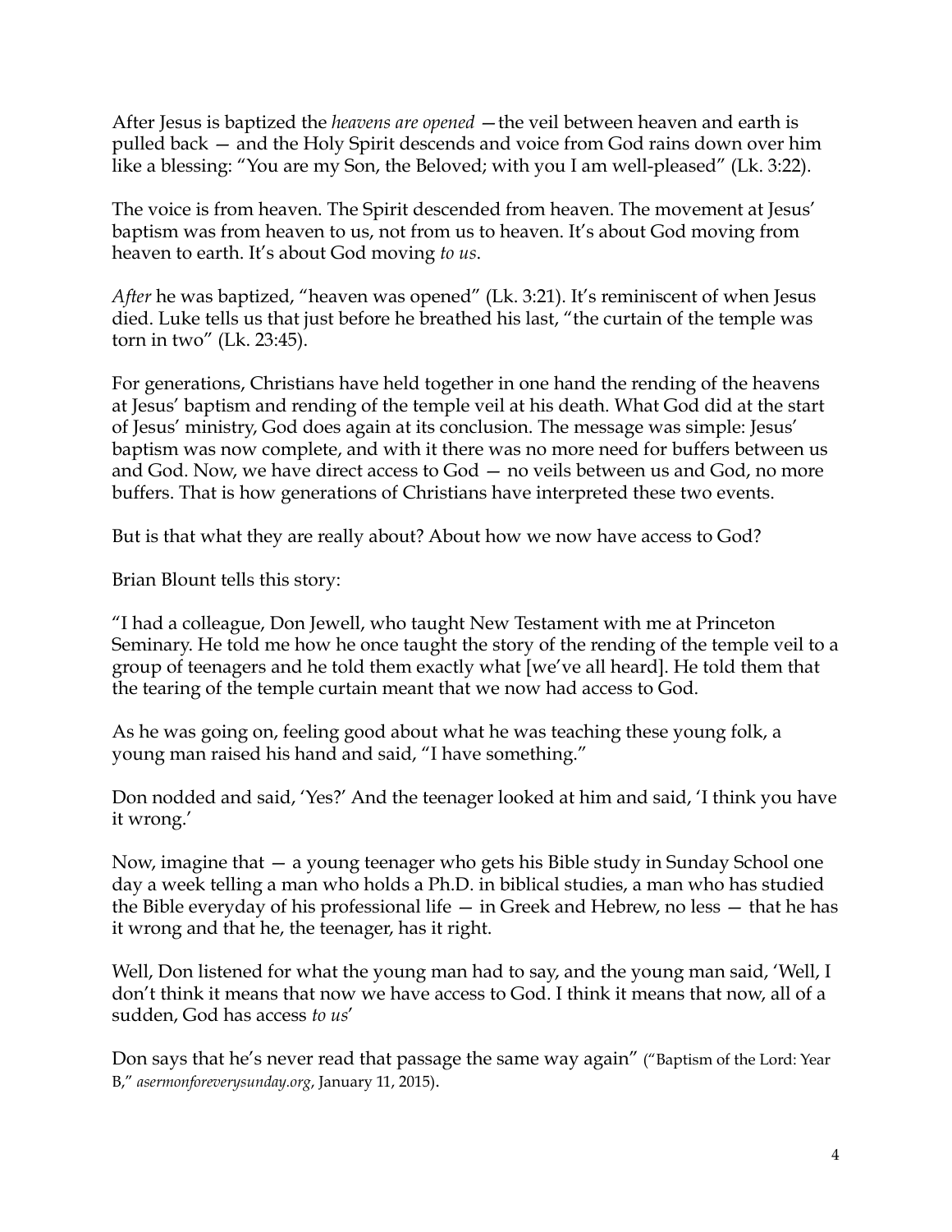After Jesus is baptized the *heavens are opened* —the veil between heaven and earth is pulled back — and the Holy Spirit descends and voice from God rains down over him like a blessing: "You are my Son, the Beloved; with you I am well-pleased" (Lk. 3:22).

The voice is from heaven. The Spirit descended from heaven. The movement at Jesus' baptism was from heaven to us, not from us to heaven. It's about God moving from heaven to earth. It's about God moving *to us*.

*After* he was baptized, "heaven was opened" (Lk. 3:21). It's reminiscent of when Jesus died. Luke tells us that just before he breathed his last, "the curtain of the temple was torn in two" (Lk. 23:45).

For generations, Christians have held together in one hand the rending of the heavens at Jesus' baptism and rending of the temple veil at his death. What God did at the start of Jesus' ministry, God does again at its conclusion. The message was simple: Jesus' baptism was now complete, and with it there was no more need for buffers between us and God. Now, we have direct access to God — no veils between us and God, no more buffers. That is how generations of Christians have interpreted these two events.

But is that what they are really about? About how we now have access to God?

Brian Blount tells this story:

"I had a colleague, Don Jewell, who taught New Testament with me at Princeton Seminary. He told me how he once taught the story of the rending of the temple veil to a group of teenagers and he told them exactly what [we've all heard]. He told them that the tearing of the temple curtain meant that we now had access to God.

As he was going on, feeling good about what he was teaching these young folk, a young man raised his hand and said, "I have something."

Don nodded and said, 'Yes?' And the teenager looked at him and said, 'I think you have it wrong.'

Now, imagine that — a young teenager who gets his Bible study in Sunday School one day a week telling a man who holds a Ph.D. in biblical studies, a man who has studied the Bible everyday of his professional life — in Greek and Hebrew, no less — that he has it wrong and that he, the teenager, has it right.

Well, Don listened for what the young man had to say, and the young man said, 'Well, I don't think it means that now we have access to God. I think it means that now, all of a sudden, God has access *to us*'

Don says that he's never read that passage the same way again" ("Baptism of the Lord: Year B," *asermonforeverysunday.org*, January 11, 2015).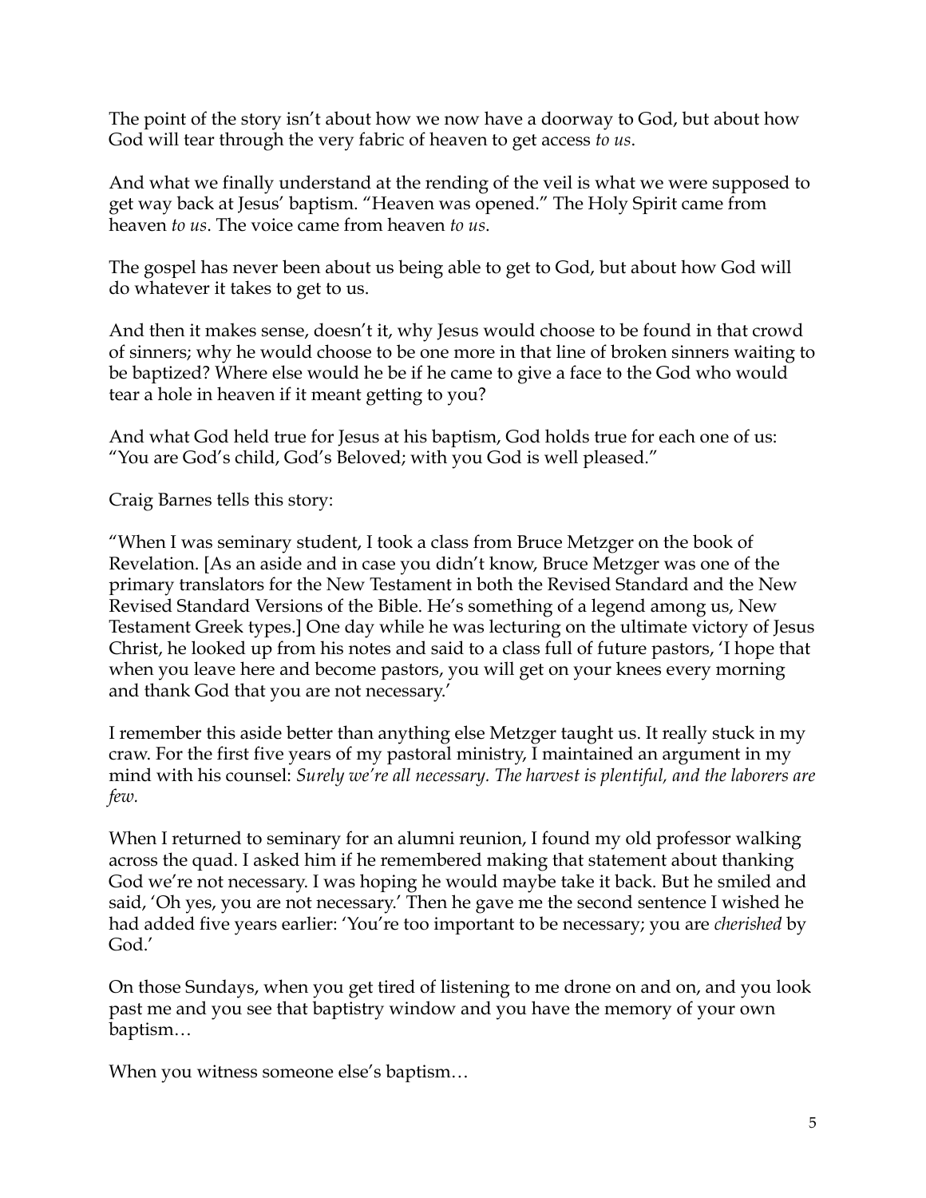The point of the story isn't about how we now have a doorway to God, but about how God will tear through the very fabric of heaven to get access *to us*.

And what we finally understand at the rending of the veil is what we were supposed to get way back at Jesus' baptism. "Heaven was opened." The Holy Spirit came from heaven *to us*. The voice came from heaven *to us*.

The gospel has never been about us being able to get to God, but about how God will do whatever it takes to get to us.

And then it makes sense, doesn't it, why Jesus would choose to be found in that crowd of sinners; why he would choose to be one more in that line of broken sinners waiting to be baptized? Where else would he be if he came to give a face to the God who would tear a hole in heaven if it meant getting to you?

And what God held true for Jesus at his baptism, God holds true for each one of us: "You are God's child, God's Beloved; with you God is well pleased."

Craig Barnes tells this story:

"When I was seminary student, I took a class from Bruce Metzger on the book of Revelation. [As an aside and in case you didn't know, Bruce Metzger was one of the primary translators for the New Testament in both the Revised Standard and the New Revised Standard Versions of the Bible. He's something of a legend among us, New Testament Greek types.] One day while he was lecturing on the ultimate victory of Jesus Christ, he looked up from his notes and said to a class full of future pastors, 'I hope that when you leave here and become pastors, you will get on your knees every morning and thank God that you are not necessary.'

I remember this aside better than anything else Metzger taught us. It really stuck in my craw. For the first five years of my pastoral ministry, I maintained an argument in my mind with his counsel: *Surely we're all necessary. The harvest is plentiful, and the laborers are few.*

When I returned to seminary for an alumni reunion, I found my old professor walking across the quad. I asked him if he remembered making that statement about thanking God we're not necessary. I was hoping he would maybe take it back. But he smiled and said, 'Oh yes, you are not necessary.' Then he gave me the second sentence I wished he had added five years earlier: 'You're too important to be necessary; you are *cherished* by God.'

On those Sundays, when you get tired of listening to me drone on and on, and you look past me and you see that baptistry window and you have the memory of your own baptism…

When you witness someone else's baptism…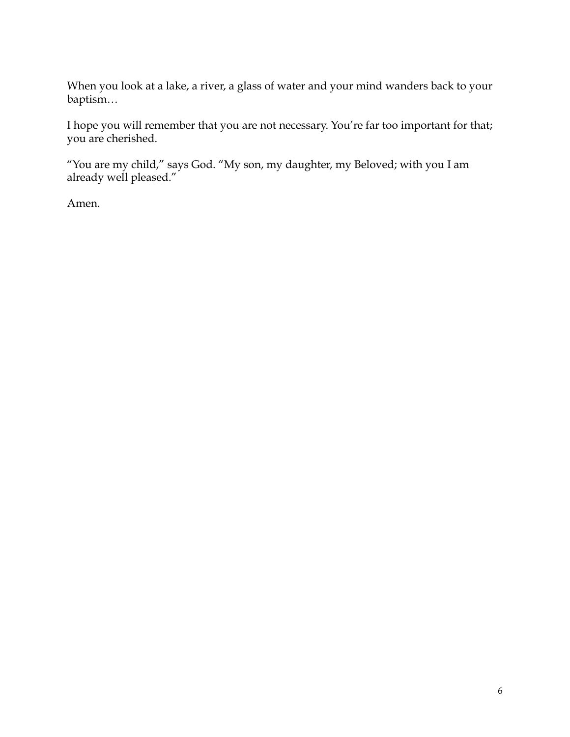When you look at a lake, a river, a glass of water and your mind wanders back to your baptism…

I hope you will remember that you are not necessary. You're far too important for that; you are cherished.

"You are my child," says God. "My son, my daughter, my Beloved; with you I am already well pleased."

Amen.